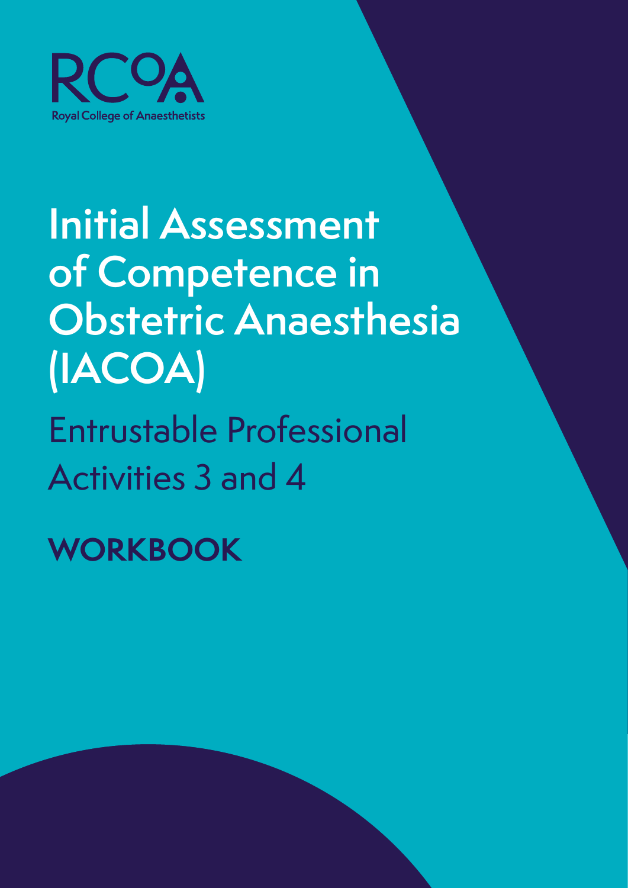RCoA

Royal College of Anaesthetists

# Initial Assessment of Competence in Obstetric Anaesthesia (IACOA)

## Entrustable Professional Activities 3 and 4

**WORKBOOK**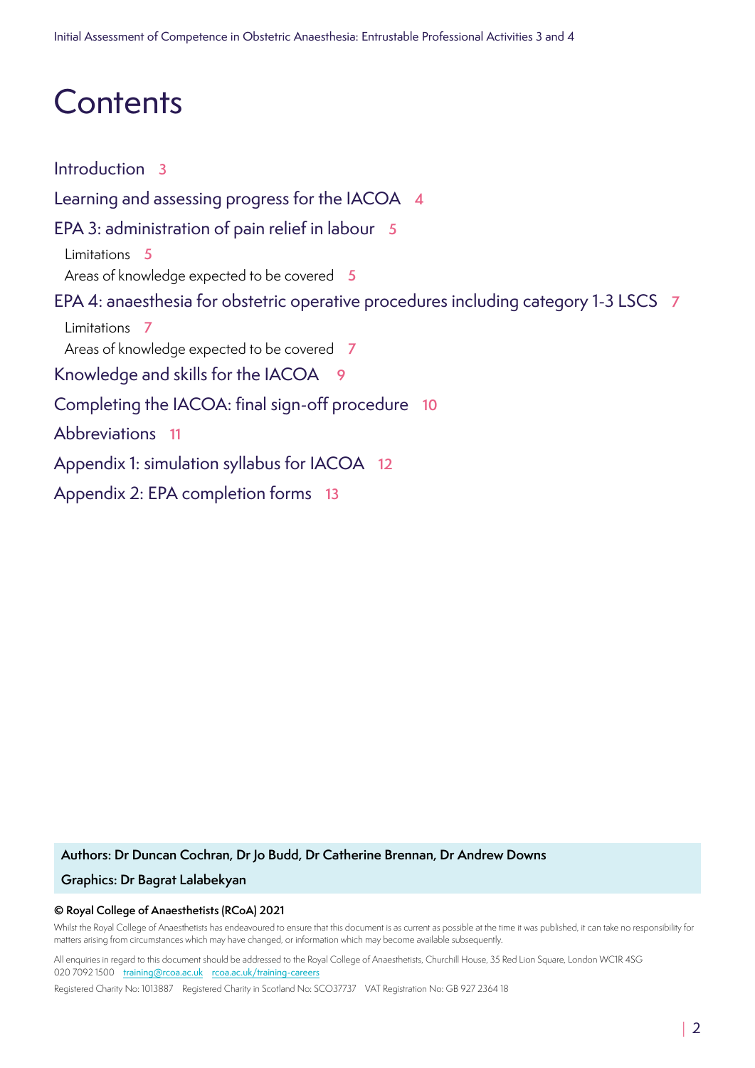# Contents

Introduction 3

Learning and assessing progress for the IACOA 4

EPA 3: administration of pain relief in labour 5

- Limitations 5
- Areas of knowledge expected to be covered 5

EPA 4: anaesthesia for obstetric operative procedures including category 1-3 LSCS 7

- Limitations 7
- Areas of knowledge expected to be covered 7

Knowledge and skills for the IACOA 9

Completing the IACOA: final sign-off procedure 10

Abbreviations 11

Appendix 1: simulation syllabus for IACOA 12

Appendix 2: EPA completion forms 13

**Authors: Dr Duncan Cochran, Dr Jo Budd, Dr Catherine Brennan, Dr Andrew Downs**

**Graphics: Dr Bagrat Lalabekyan**

**© Royal College of Anaesthetists (RCoA) 2021**

Whilst the Royal College of Anaesthetists has endeavoured to ensure that this document is as current as possible at the time it was published, it can take no responsibility for matters arising from circumstances which may have changed, or information which may become available subsequently.

All enquiries in regard to this document should be addressed to the Royal College of Anaesthetists, Churchill House, 35 Red Lion Square, London WC1R 4SG
020 7092 1500 training@rcoa.ac.uk rcoa.ac.uk/training-careers

Registered Charity No: 1013887 Registered Charity in Scotland No: SCO37737 VAT Registration No: GB 927 2364 18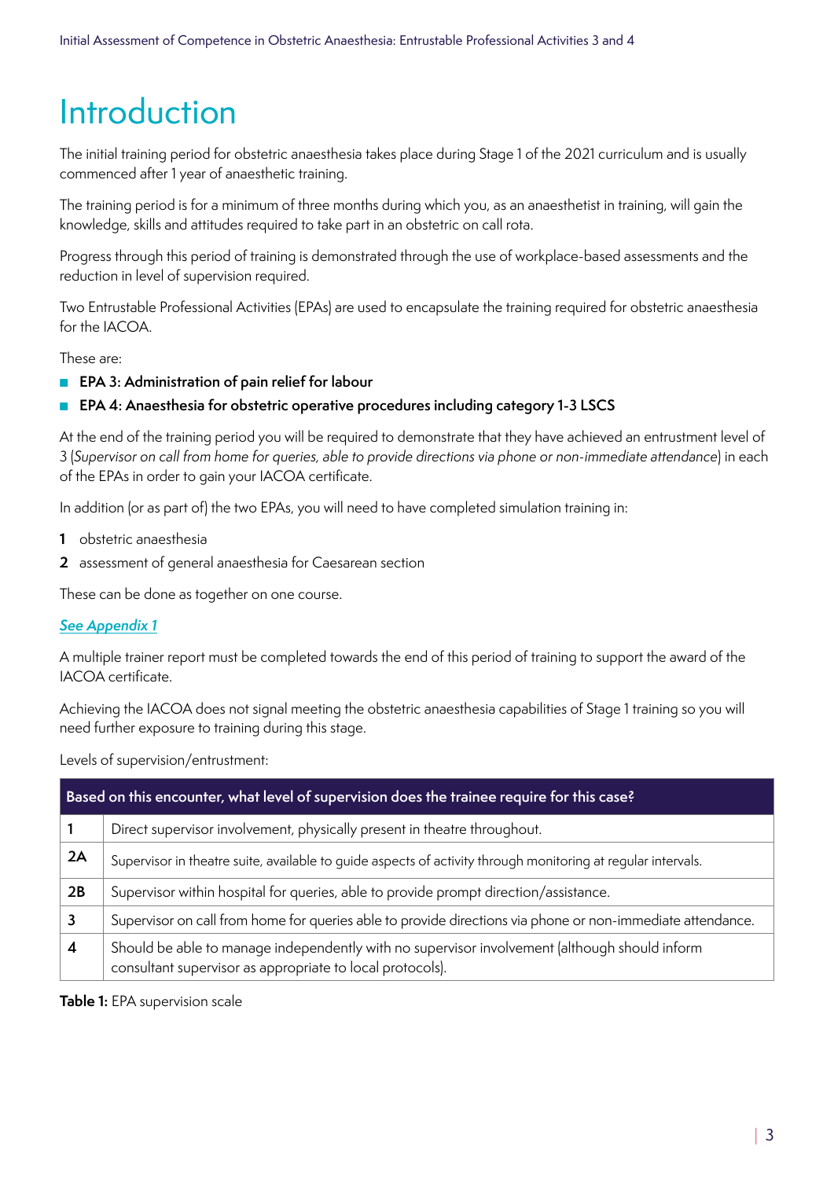# Introduction

The initial training period for obstetric anaesthesia takes place during Stage 1 of the 2021 curriculum and is usually commenced after 1 year of anaesthetic training.

The training period is for a minimum of three months during which you, as an anaesthetist in training, will gain the knowledge, skills and attitudes required to take part in an obstetric on call rota.

Progress through this period of training is demonstrated through the use of workplace-based assessments and the reduction in level of supervision required.

Two Entrustable Professional Activities (EPAs) are used to encapsulate the training required for obstetric anaesthesia for the IACOA.

These are:

- **EPA 3: Administration of pain relief for labour**
- **EPA 4: Anaesthesia for obstetric operative procedures including category 1-3 LSCS**

At the end of the training period you will be required to demonstrate that they have achieved an entrustment level of 3 (*Supervisor on call from home for queries, able to provide directions via phone or non-immediate attendance*) in each of the EPAs in order to gain your IACOA certificate.

In addition (or as part of) the two EPAs, you will need to have completed simulation training in:

1. obstetric anaesthesia
2. assessment of general anaesthesia for Caesarean section

These can be done as together on one course.

***See Appendix 1***

A multiple trainer report must be completed towards the end of this period of training to support the award of the IACOA certificate.

Achieving the IACOA does not signal meeting the obstetric anaesthesia capabilities of Stage 1 training so you will need further exposure to training during this stage.

Levels of supervision/entrustment:

| Based on this encounter, what level of supervision does the trainee require for this case? | |
|---|---|
| 1 | Direct supervisor involvement, physically present in theatre throughout. |
| 2A | Supervisor in theatre suite, available to guide aspects of activity through monitoring at regular intervals. |
| 2B | Supervisor within hospital for queries, able to provide prompt direction/assistance. |
| 3 | Supervisor on call from home for queries able to provide directions via phone or non-immediate attendance. |
| 4 | Should be able to manage independently with no supervisor involvement (although should inform consultant supervisor as appropriate to local protocols). |

**Table 1:** EPA supervision scale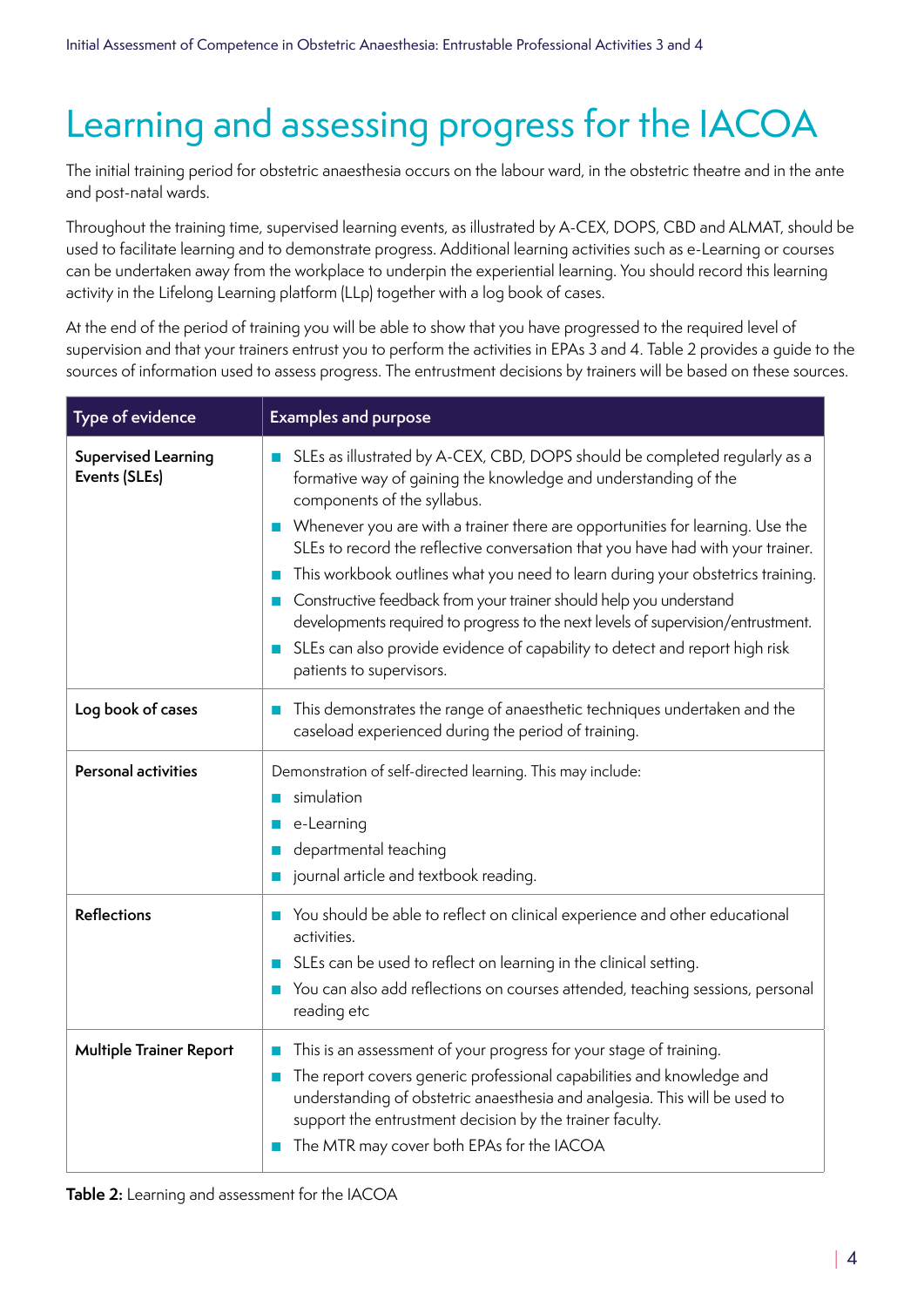# Learning and assessing progress for the IACOA

The initial training period for obstetric anaesthesia occurs on the labour ward, in the obstetric theatre and in the ante and post-natal wards.

Throughout the training time, supervised learning events, as illustrated by A-CEX, DOPS, CBD and ALMAT, should be used to facilitate learning and to demonstrate progress. Additional learning activities such as e-Learning or courses can be undertaken away from the workplace to underpin the experiential learning. You should record this learning activity in the Lifelong Learning platform (LLp) together with a log book of cases.

At the end of the period of training you will be able to show that you have progressed to the required level of supervision and that your trainers entrust you to perform the activities in EPAs 3 and 4. Table 2 provides a guide to the sources of information used to assess progress. The entrustment decisions by trainers will be based on these sources.

| Type of evidence | Examples and purpose |
|---|---|
| **Supervised Learning Events (SLEs)** | ■ SLEs as illustrated by A-CEX, CBD, DOPS should be completed regularly as a formative way of gaining the knowledge and understanding of the components of the syllabus.<br>■ Whenever you are with a trainer there are opportunities for learning. Use the SLEs to record the reflective conversation that you have had with your trainer.<br>■ This workbook outlines what you need to learn during your obstetrics training.<br>■ Constructive feedback from your trainer should help you understand developments required to progress to the next levels of supervision/entrustment.<br>■ SLEs can also provide evidence of capability to detect and report high risk patients to supervisors. |
| **Log book of cases** | ■ This demonstrates the range of anaesthetic techniques undertaken and the caseload experienced during the period of training. |
| **Personal activities** | Demonstration of self-directed learning. This may include:<br>■ simulation<br>■ e-Learning<br>■ departmental teaching<br>■ journal article and textbook reading. |
| **Reflections** | ■ You should be able to reflect on clinical experience and other educational activities.<br>■ SLEs can be used to reflect on learning in the clinical setting.<br>■ You can also add reflections on courses attended, teaching sessions, personal reading etc |
| **Multiple Trainer Report** | ■ This is an assessment of your progress for your stage of training.<br>■ The report covers generic professional capabilities and knowledge and understanding of obstetric anaesthesia and analgesia. This will be used to support the entrustment decision by the trainer faculty.<br>■ The MTR may cover both EPAs for the IACOA |

**Table 2:** Learning and assessment for the IACOA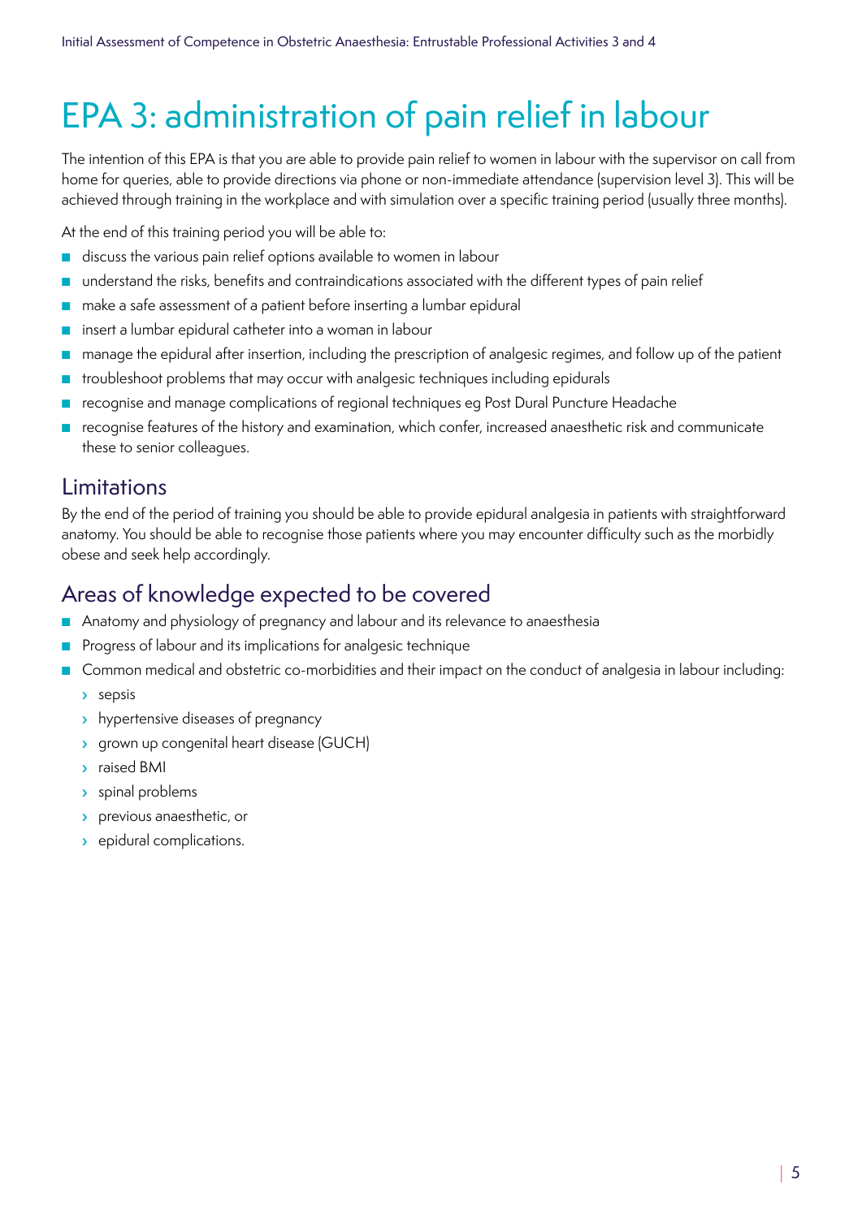# EPA 3: administration of pain relief in labour

The intention of this EPA is that you are able to provide pain relief to women in labour with the supervisor on call from home for queries, able to provide directions via phone or non-immediate attendance (supervision level 3). This will be achieved through training in the workplace and with simulation over a specific training period (usually three months).

At the end of this training period you will be able to:

- discuss the various pain relief options available to women in labour
- understand the risks, benefits and contraindications associated with the different types of pain relief
- make a safe assessment of a patient before inserting a lumbar epidural
- insert a lumbar epidural catheter into a woman in labour
- manage the epidural after insertion, including the prescription of analgesic regimes, and follow up of the patient
- troubleshoot problems that may occur with analgesic techniques including epidurals
- recognise and manage complications of regional techniques eg Post Dural Puncture Headache
- recognise features of the history and examination, which confer, increased anaesthetic risk and communicate these to senior colleagues.

## Limitations

By the end of the period of training you should be able to provide epidural analgesia in patients with straightforward anatomy. You should be able to recognise those patients where you may encounter difficulty such as the morbidly obese and seek help accordingly.

## Areas of knowledge expected to be covered

- Anatomy and physiology of pregnancy and labour and its relevance to anaesthesia
- Progress of labour and its implications for analgesic technique
- Common medical and obstetric co-morbidities and their impact on the conduct of analgesia in labour including:
  - sepsis
  - hypertensive diseases of pregnancy
  - grown up congenital heart disease (GUCH)
  - raised BMI
  - spinal problems
  - previous anaesthetic, or
  - epidural complications.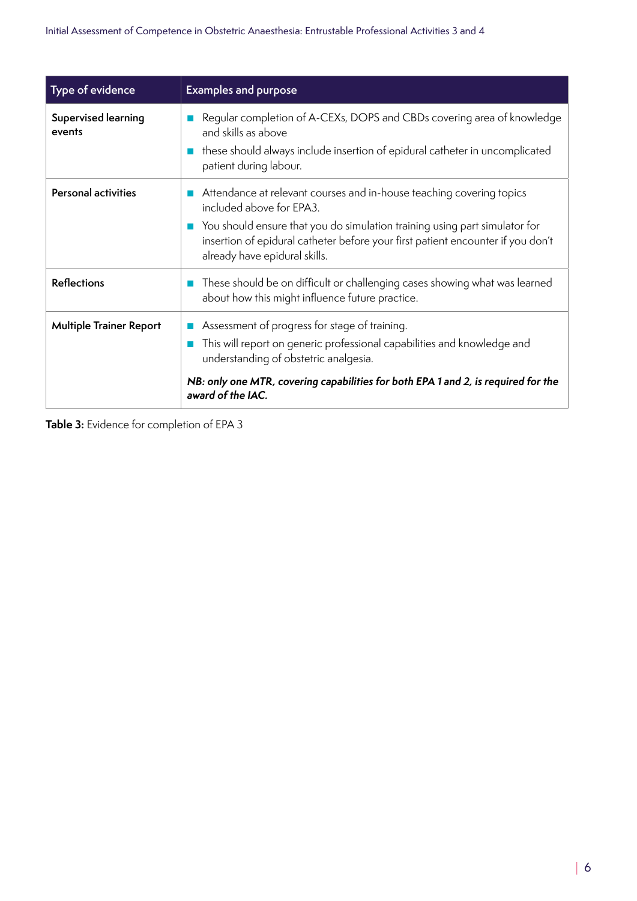| Type of evidence | Examples and purpose |
|---|---|
| **Supervised learning events** | - Regular completion of A-CEXs, DOPS and CBDs covering area of knowledge and skills as above<br>- these should always include insertion of epidural catheter in uncomplicated patient during labour. |
| **Personal activities** | - Attendance at relevant courses and in-house teaching covering topics included above for EPA3.<br>- You should ensure that you do simulation training using part simulator for insertion of epidural catheter before your first patient encounter if you don't already have epidural skills. |
| **Reflections** | - These should be on difficult or challenging cases showing what was learned about how this might influence future practice. |
| **Multiple Trainer Report** | - Assessment of progress for stage of training.<br>- This will report on generic professional capabilities and knowledge and understanding of obstetric analgesia.<br>***NB: only one MTR, covering capabilities for both EPA 1 and 2, is required for the award of the IAC.*** |

**Table 3:** Evidence for completion of EPA 3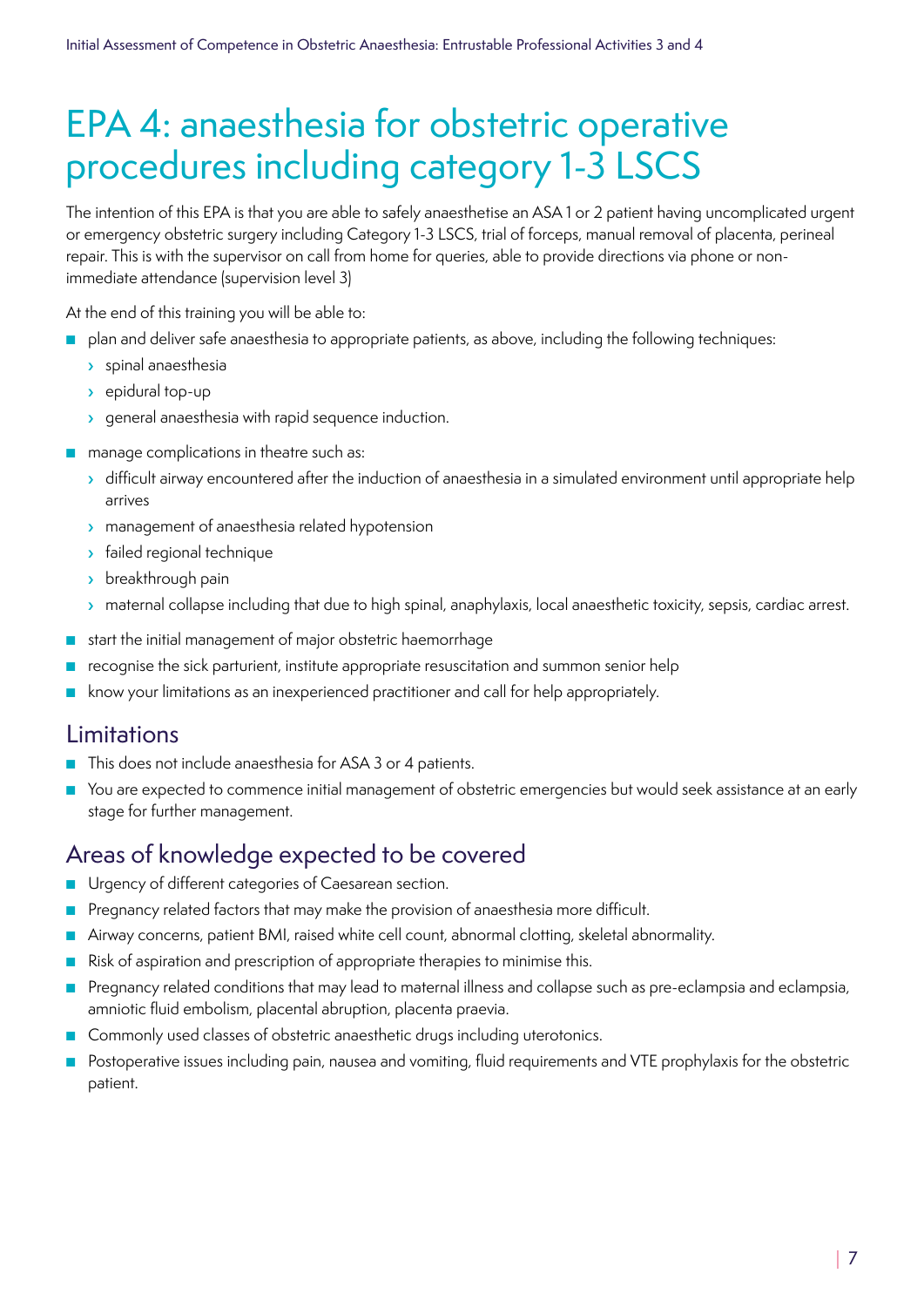# EPA 4: anaesthesia for obstetric operative procedures including category 1-3 LSCS

The intention of this EPA is that you are able to safely anaesthetise an ASA 1 or 2 patient having uncomplicated urgent or emergency obstetric surgery including Category 1-3 LSCS, trial of forceps, manual removal of placenta, perineal repair. This is with the supervisor on call from home for queries, able to provide directions via phone or non-immediate attendance (supervision level 3)

At the end of this training you will be able to:

- plan and deliver safe anaesthesia to appropriate patients, as above, including the following techniques:
  - spinal anaesthesia
  - epidural top-up
  - general anaesthesia with rapid sequence induction.
- manage complications in theatre such as:
  - difficult airway encountered after the induction of anaesthesia in a simulated environment until appropriate help arrives
  - management of anaesthesia related hypotension
  - failed regional technique
  - breakthrough pain
  - maternal collapse including that due to high spinal, anaphylaxis, local anaesthetic toxicity, sepsis, cardiac arrest.
- start the initial management of major obstetric haemorrhage
- recognise the sick parturient, institute appropriate resuscitation and summon senior help
- know your limitations as an inexperienced practitioner and call for help appropriately.

## Limitations

- This does not include anaesthesia for ASA 3 or 4 patients.
- You are expected to commence initial management of obstetric emergencies but would seek assistance at an early stage for further management.

## Areas of knowledge expected to be covered

- Urgency of different categories of Caesarean section.
- Pregnancy related factors that may make the provision of anaesthesia more difficult.
- Airway concerns, patient BMI, raised white cell count, abnormal clotting, skeletal abnormality.
- Risk of aspiration and prescription of appropriate therapies to minimise this.
- Pregnancy related conditions that may lead to maternal illness and collapse such as pre-eclampsia and eclampsia, amniotic fluid embolism, placental abruption, placenta praevia.
- Commonly used classes of obstetric anaesthetic drugs including uterotonics.
- Postoperative issues including pain, nausea and vomiting, fluid requirements and VTE prophylaxis for the obstetric patient.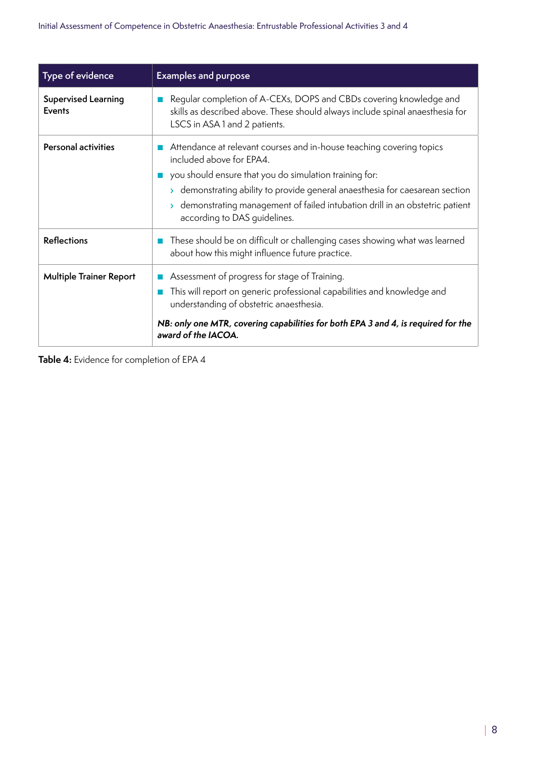| Type of evidence | Examples and purpose |
|---|---|
| **Supervised Learning Events** | ■ Regular completion of A-CEXs, DOPS and CBDs covering knowledge and skills as described above. These should always include spinal anaesthesia for LSCS in ASA 1 and 2 patients. |
| **Personal activities** | ■ Attendance at relevant courses and in-house teaching covering topics included above for EPA4.<br>■ you should ensure that you do simulation training for:<br>› demonstrating ability to provide general anaesthesia for caesarean section<br>› demonstrating management of failed intubation drill in an obstetric patient according to DAS guidelines. |
| **Reflections** | ■ These should be on difficult or challenging cases showing what was learned about how this might influence future practice. |
| **Multiple Trainer Report** | ■ Assessment of progress for stage of Training.<br>■ This will report on generic professional capabilities and knowledge and understanding of obstetric anaesthesia.<br>***NB: only one MTR, covering capabilities for both EPA 3 and 4, is required for the award of the IACOA.*** |

**Table 4:** Evidence for completion of EPA 4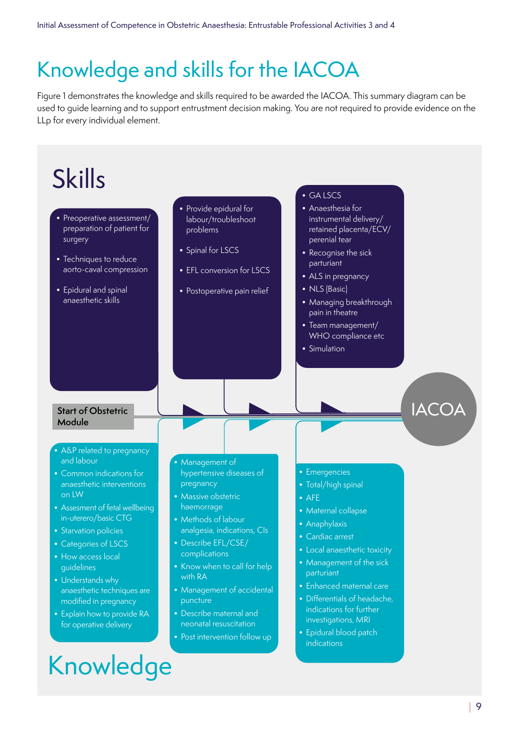# Knowledge and skills for the IACOA

Figure 1 demonstrates the knowledge and skills required to be awarded the IACOA. This summary diagram can be used to guide learning and to support entrustment decision making. You are not required to provide evidence on the LLp for every individual element.

## Skills

- Preoperative assessment/ preparation of patient for surgery
- Techniques to reduce aorto-caval compression
- Epidural and spinal anaesthetic skills

- Provide epidural for labour/troubleshoot problems
- Spinal for LSCS
- EFL conversion for LSCS
- Postoperative pain relief

- GA LSCS
- Anaesthesia for instrumental delivery/ retained placenta/ECV/ perenial tear
- Recognise the sick parturiant
- ALS in pregnancy
- NLS (Basic)
- Managing breakthrough pain in theatre
- Team management/ WHO compliance etc
- Simulation

Start of Obstetric Module

IACOA

- A&P related to pregnancy and labour
- Common indications for anaesthetic interventions on LW
- Assesment of fetal wellbeing in-uterero/basic CTG
- Starvation policies
- Categories of LSCS
- How access local guidelines
- Understands why anaesthetic techniques are modified in pregnancy
- Explain how to provide RA for operative delivery

- Management of hypertensive diseases of pregnancy
- Massive obstetric haemorrage
- Methods of labour analgesia, indications, CIs
- Describe EFL/CSE/ complications
- Know when to call for help with RA
- Management of accidental puncture
- Describe maternal and neonatal resuscitation
- Post intervention follow up

- Emergencies
- Total/high spinal
- AFE
- Maternal collapse
- Anaphylaxis
- Cardiac arrest
- Local anaesthetic toxicity
- Management of the sick parturiant
- Enhanced maternal care
- Differentials of headache, indications for further investigations, MRI
- Epidural blood patch indications

## Knowledge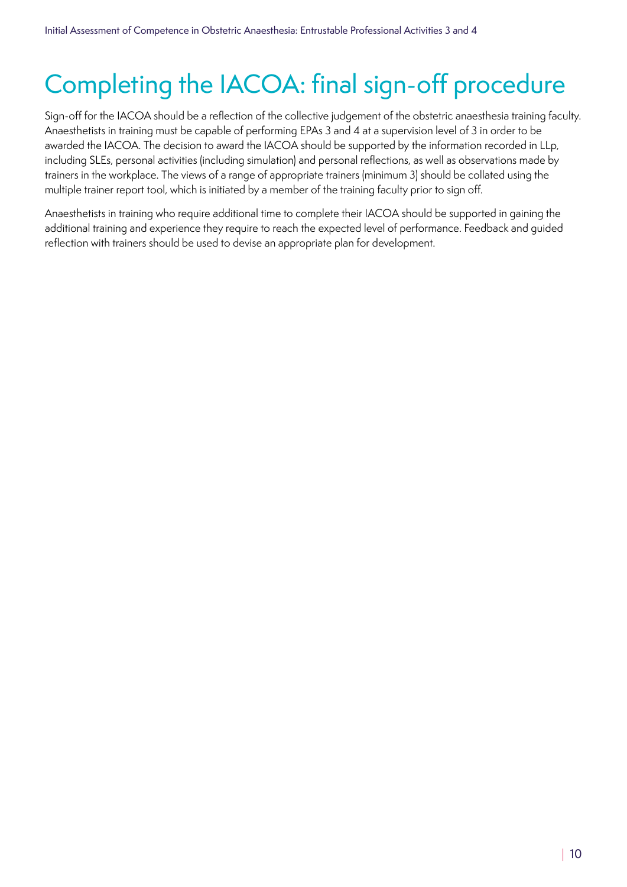# Completing the IACOA: final sign-off procedure

Sign-off for the IACOA should be a reflection of the collective judgement of the obstetric anaesthesia training faculty. Anaesthetists in training must be capable of performing EPAs 3 and 4 at a supervision level of 3 in order to be awarded the IACOA. The decision to award the IACOA should be supported by the information recorded in LLp, including SLEs, personal activities (including simulation) and personal reflections, as well as observations made by trainers in the workplace. The views of a range of appropriate trainers (minimum 3) should be collated using the multiple trainer report tool, which is initiated by a member of the training faculty prior to sign off.

Anaesthetists in training who require additional time to complete their IACOA should be supported in gaining the additional training and experience they require to reach the expected level of performance. Feedback and guided reflection with trainers should be used to devise an appropriate plan for development.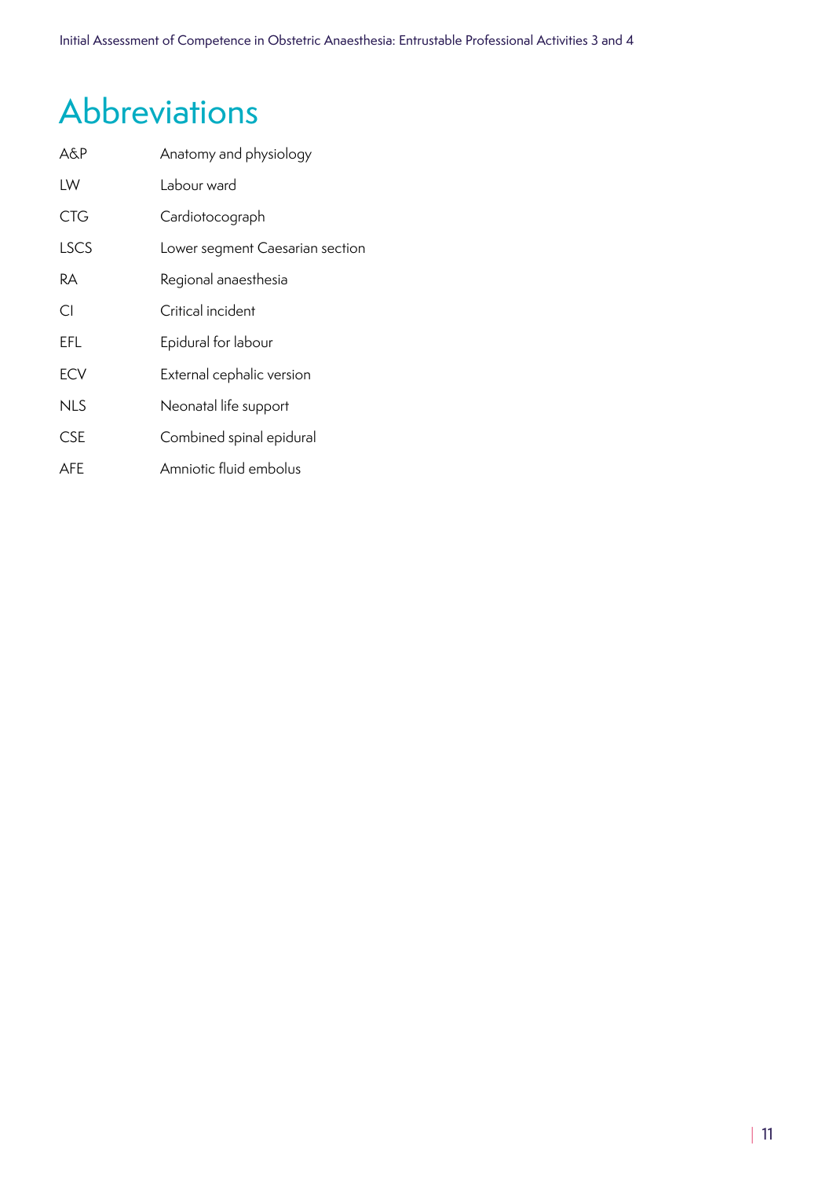# Abbreviations

| | |
|---|---|
| A&P | Anatomy and physiology |
| LW | Labour ward |
| CTG | Cardiotocograph |
| LSCS | Lower segment Caesarian section |
| RA | Regional anaesthesia |
| CI | Critical incident |
| EFL | Epidural for labour |
| ECV | External cephalic version |
| NLS | Neonatal life support |
| CSE | Combined spinal epidural |
| AFE | Amniotic fluid embolus |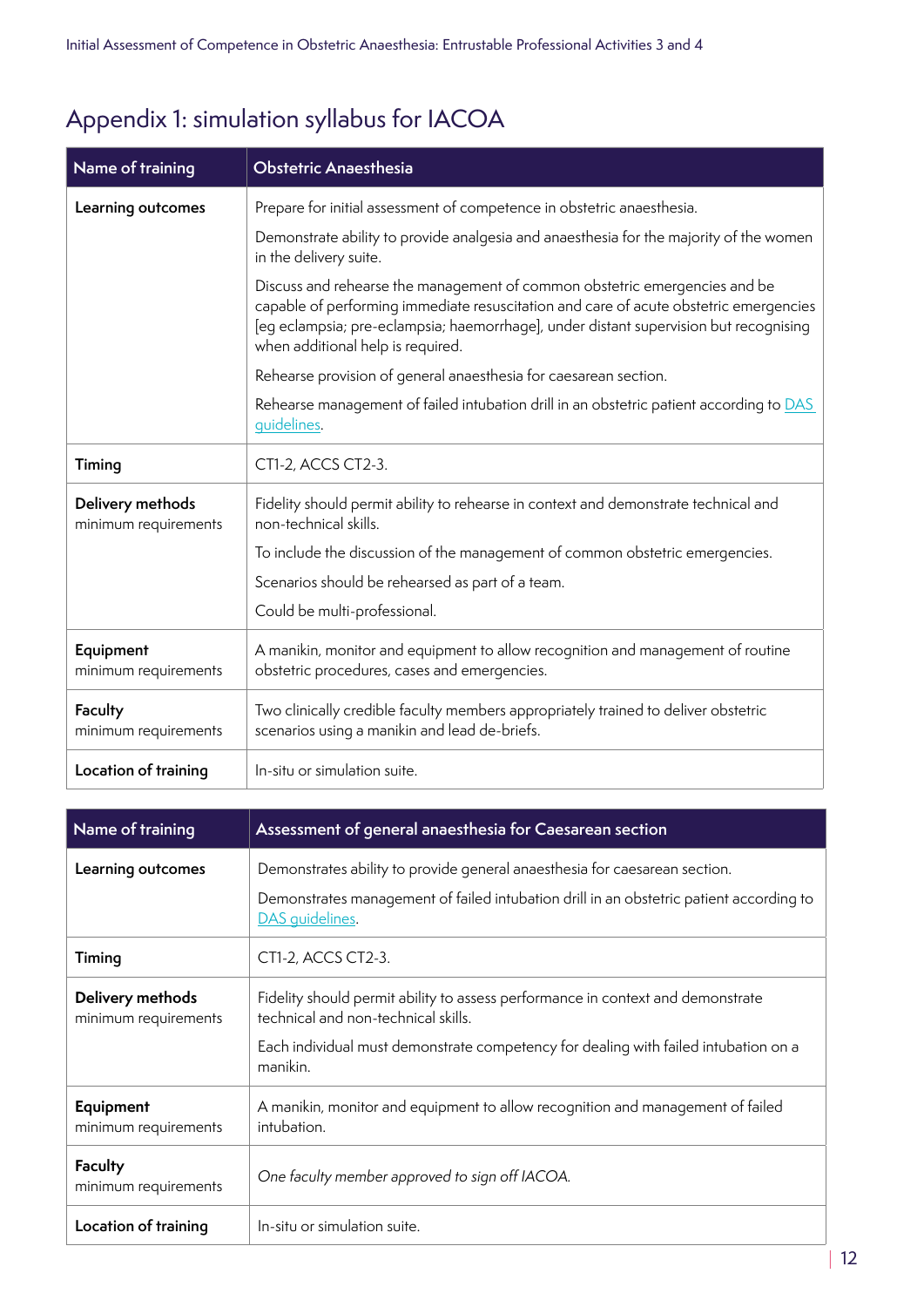## Appendix 1: simulation syllabus for IACOA

| Name of training | Obstetric Anaesthesia |
|---|---|
| **Learning outcomes** | Prepare for initial assessment of competence in obstetric anaesthesia.<br><br>Demonstrate ability to provide analgesia and anaesthesia for the majority of the women in the delivery suite.<br><br>Discuss and rehearse the management of common obstetric emergencies and be capable of performing immediate resuscitation and care of acute obstetric emergencies [eg eclampsia; pre-eclampsia; haemorrhage], under distant supervision but recognising when additional help is required.<br><br>Rehearse provision of general anaesthesia for caesarean section.<br><br>Rehearse management of failed intubation drill in an obstetric patient according to DAS guidelines. |
| **Timing** | CT1-2, ACCS CT2-3. |
| **Delivery methods** minimum requirements | Fidelity should permit ability to rehearse in context and demonstrate technical and non-technical skills.<br><br>To include the discussion of the management of common obstetric emergencies.<br><br>Scenarios should be rehearsed as part of a team.<br><br>Could be multi-professional. |
| **Equipment** minimum requirements | A manikin, monitor and equipment to allow recognition and management of routine obstetric procedures, cases and emergencies. |
| **Faculty** minimum requirements | Two clinically credible faculty members appropriately trained to deliver obstetric scenarios using a manikin and lead de-briefs. |
| **Location of training** | In-situ or simulation suite. |

| Name of training | Assessment of general anaesthesia for Caesarean section |
|---|---|
| **Learning outcomes** | Demonstrates ability to provide general anaesthesia for caesarean section.<br><br>Demonstrates management of failed intubation drill in an obstetric patient according to DAS guidelines. |
| **Timing** | CT1-2, ACCS CT2-3. |
| **Delivery methods** minimum requirements | Fidelity should permit ability to assess performance in context and demonstrate technical and non-technical skills.<br><br>Each individual must demonstrate competency for dealing with failed intubation on a manikin. |
| **Equipment** minimum requirements | A manikin, monitor and equipment to allow recognition and management of failed intubation. |
| **Faculty** minimum requirements | *One faculty member approved to sign off IACOA.* |
| **Location of training** | In-situ or simulation suite. |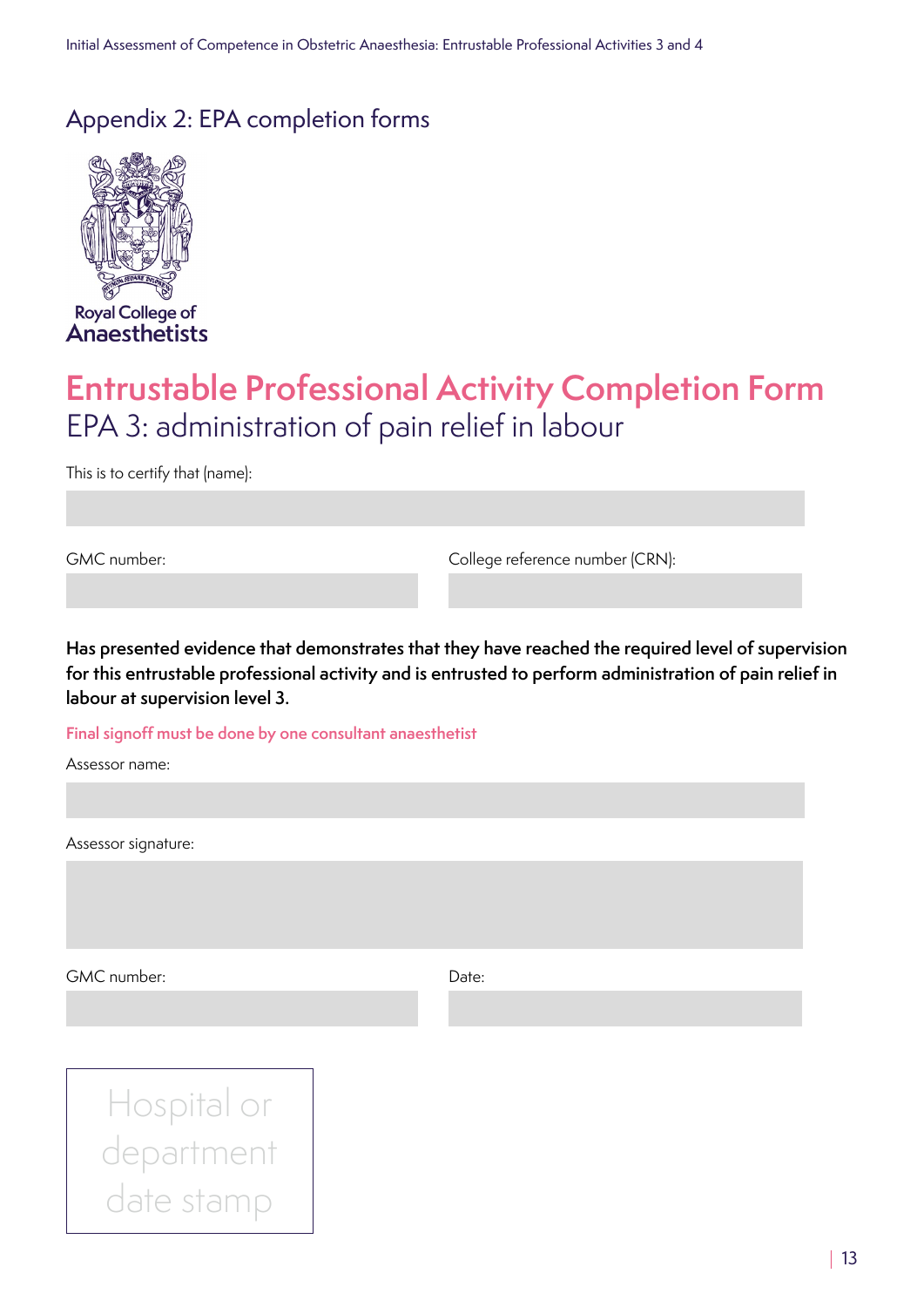## Appendix 2: EPA completion forms

Royal College of Anaesthetists

# Entrustable Professional Activity Completion Form

## EPA 3: administration of pain relief in labour

This is to certify that (name):

GMC number:

College reference number (CRN):

**Has presented evidence that demonstrates that they have reached the required level of supervision for this entrustable professional activity and is entrusted to perform administration of pain relief in labour at supervision level 3.**

**Final signoff must be done by one consultant anaesthetist**

Assessor name:

Assessor signature:

GMC number:

Date:

Hospital or department date stamp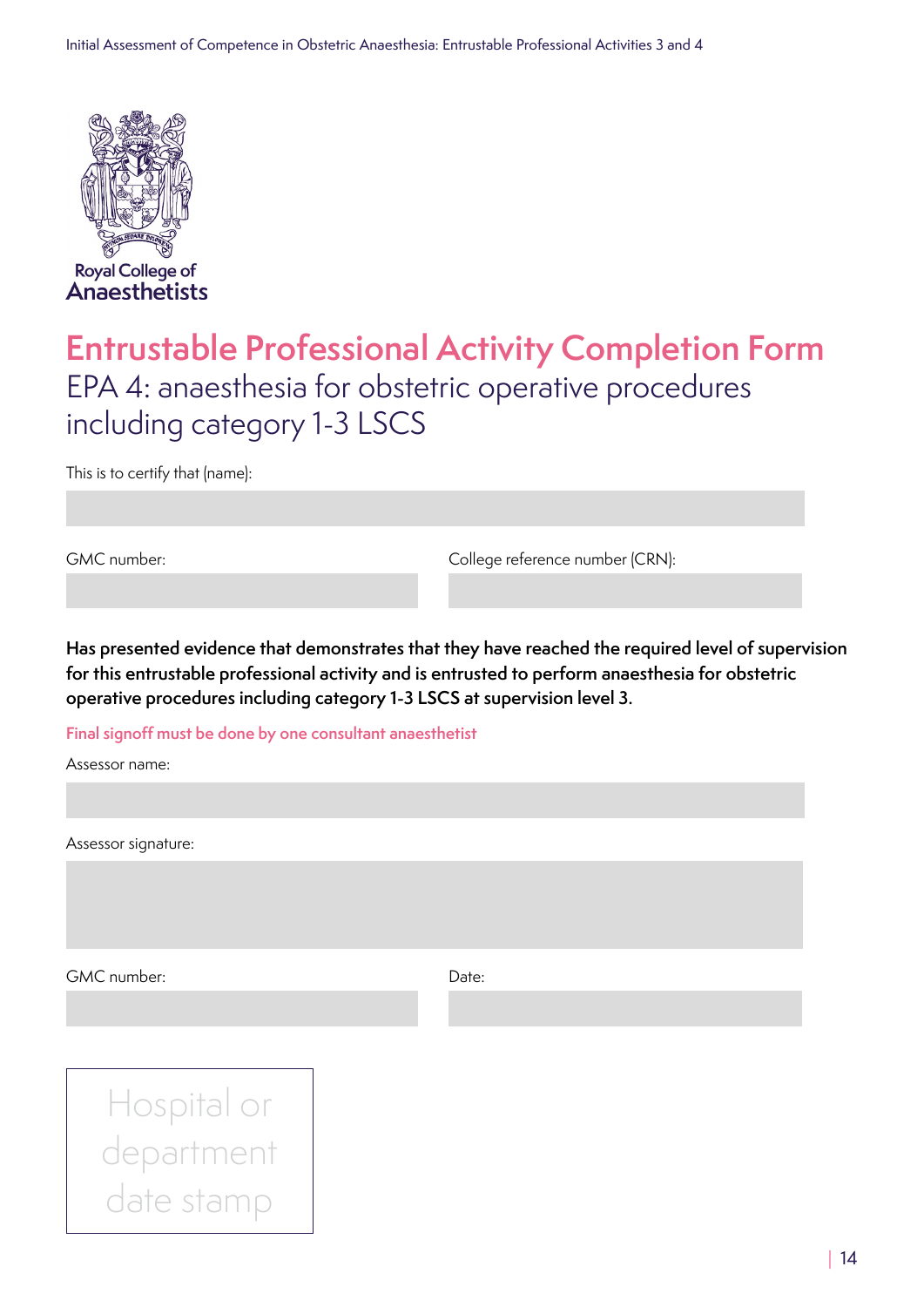Royal College of Anaesthetists

# Entrustable Professional Activity Completion Form

## EPA 4: anaesthesia for obstetric operative procedures including category 1-3 LSCS

This is to certify that (name):

GMC number:

College reference number (CRN):

**Has presented evidence that demonstrates that they have reached the required level of supervision for this entrustable professional activity and is entrusted to perform anaesthesia for obstetric operative procedures including category 1-3 LSCS at supervision level 3.**

**Final signoff must be done by one consultant anaesthetist**

Assessor name:

Assessor signature:

GMC number:

Date:

Hospital or department date stamp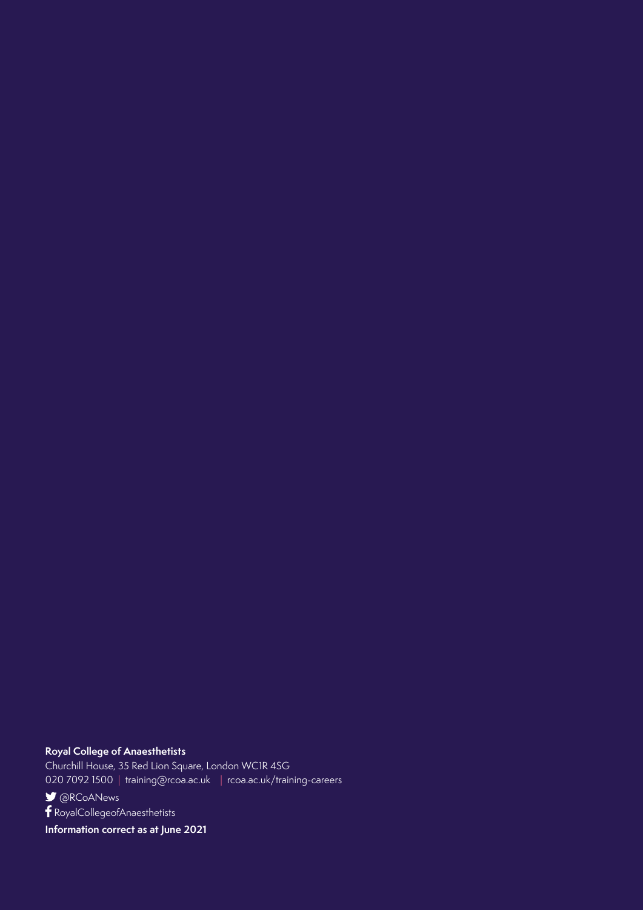**Royal College of Anaesthetists**

Churchill House, 35 Red Lion Square, London WC1R 4SG
020 7092 1500 | training@rcoa.ac.uk | rcoa.ac.uk/training-careers

@RCoANews

RoyalCollegeofAnaesthetists

**Information correct as at June 2021**